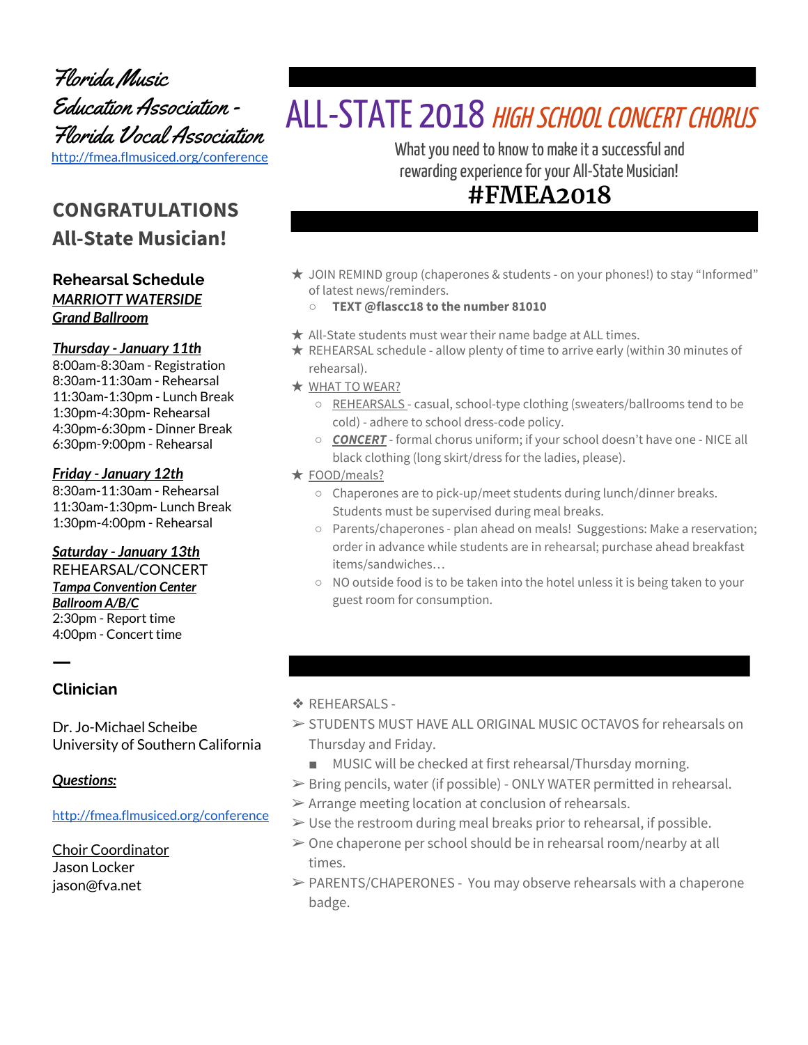# Florida Music Education Association - Florida Vocal Association

http://fmea.flmusiced.org/conference

## CONGRATULATIONS All-State Musician!

### Rehearsal Schedule

***MARRIOTT WATERSIDE***
***Grand Ballroom***

***Thursday - January 11th***
8:00am-8:30am - Registration
8:30am-11:30am - Rehearsal
11:30am-1:30pm - Lunch Break
1:30pm-4:30pm- Rehearsal
4:30pm-6:30pm - Dinner Break
6:30pm-9:00pm - Rehearsal

***Friday - January 12th***
8:30am-11:30am - Rehearsal
11:30am-1:30pm- Lunch Break
1:30pm-4:00pm - Rehearsal

***Saturday - January 13th***
REHEARSAL/CONCERT
***Tampa Convention Center***
***Ballroom A/B/C***
2:30pm - Report time
4:00pm - Concert time

### Clinician

Dr. Jo-Michael Scheibe
University of Southern California

***Questions:***

http://fmea.flmusiced.org/conference

Choir Coordinator
Jason Locker
jason@fva.net

# ALL-STATE 2018 *HIGH SCHOOL CONCERT CHORUS*

What you need to know to make it a successful and rewarding experience for your All-State Musician!

**#FMEA2018**

- ★ JOIN REMIND group (chaperones & students - on your phones!) to stay "Informed" of latest news/reminders.
  - **TEXT @flascc18 to the number 81010**
- ★ All-State students must wear their name badge at ALL times.
- ★ REHEARSAL schedule - allow plenty of time to arrive early (within 30 minutes of rehearsal).
- ★ WHAT TO WEAR?
  - REHEARSALS - casual, school-type clothing (sweaters/ballrooms tend to be cold) - adhere to school dress-code policy.
  - ***CONCERT*** - formal chorus uniform; if your school doesn't have one - NICE all black clothing (long skirt/dress for the ladies, please).
- ★ FOOD/meals?
  - Chaperones are to pick-up/meet students during lunch/dinner breaks. Students must be supervised during meal breaks.
  - Parents/chaperones - plan ahead on meals! Suggestions: Make a reservation; order in advance while students are in rehearsal; purchase ahead breakfast items/sandwiches…
  - NO outside food is to be taken into the hotel unless it is being taken to your guest room for consumption.

- ❖ REHEARSALS -
- ➢ STUDENTS MUST HAVE ALL ORIGINAL MUSIC OCTAVOS for rehearsals on Thursday and Friday.
  - MUSIC will be checked at first rehearsal/Thursday morning.
- ➢ Bring pencils, water (if possible) - ONLY WATER permitted in rehearsal.
- ➢ Arrange meeting location at conclusion of rehearsals.
- ➢ Use the restroom during meal breaks prior to rehearsal, if possible.
- ➢ One chaperone per school should be in rehearsal room/nearby at all times.
- ➢ PARENTS/CHAPERONES - You may observe rehearsals with a chaperone badge.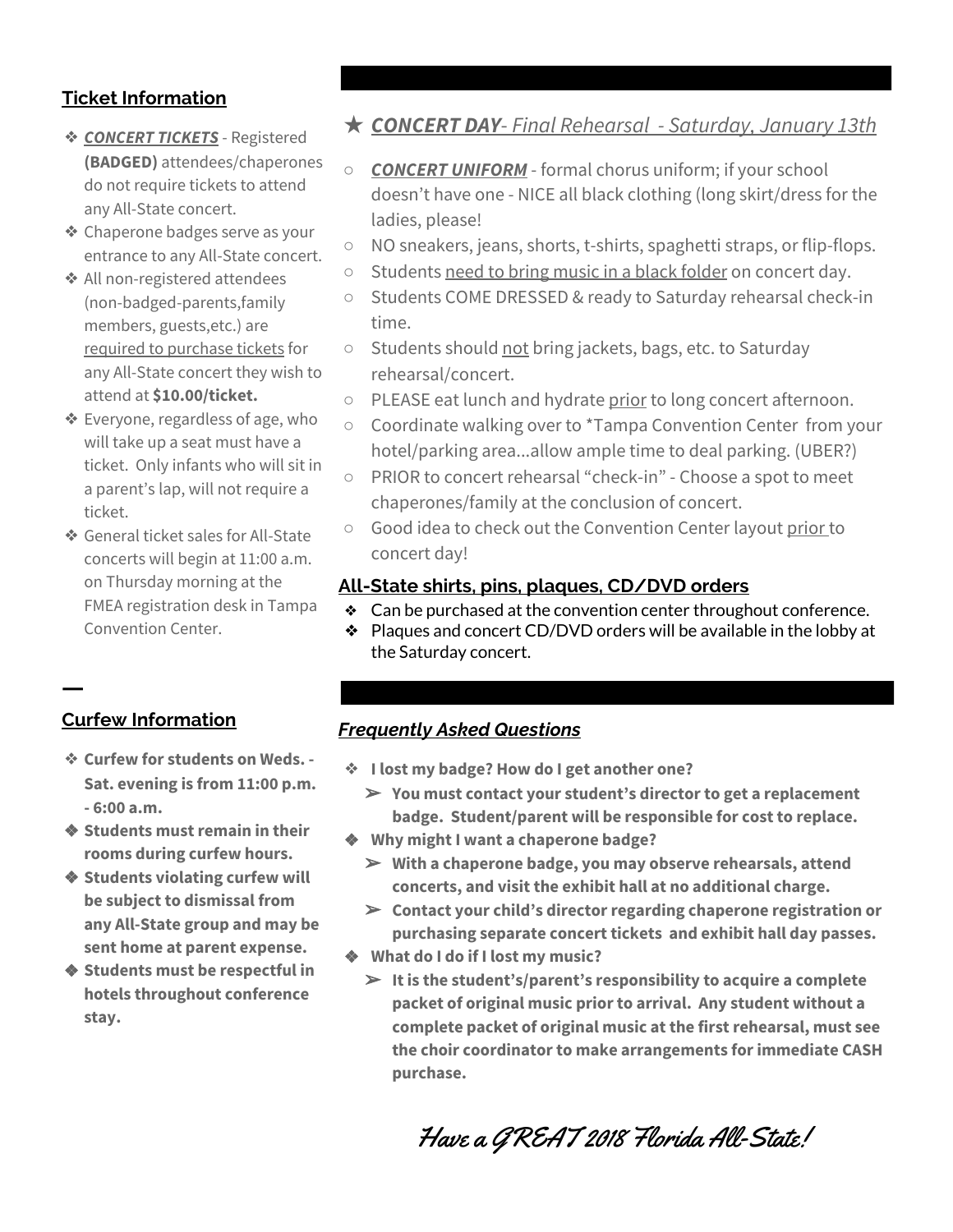## Ticket Information

- ***CONCERT TICKETS*** - Registered **(BADGED)** attendees/chaperones do not require tickets to attend any All-State concert.
- Chaperone badges serve as your entrance to any All-State concert.
- All non-registered attendees (non-badged-parents,family members, guests,etc.) are required to purchase tickets for any All-State concert they wish to attend at **$10.00/ticket.**
- Everyone, regardless of age, who will take up a seat must have a ticket. Only infants who will sit in a parent's lap, will not require a ticket.
- General ticket sales for All-State concerts will begin at 11:00 a.m. on Thursday morning at the FMEA registration desk in Tampa Convention Center.

—

## Curfew Information

- **Curfew for students on Weds. - Sat. evening is from 11:00 p.m. - 6:00 a.m.**
- **Students must remain in their rooms during curfew hours.**
- **Students violating curfew will be subject to dismissal from any All-State group and may be sent home at parent expense.**
- **Students must be respectful in hotels throughout conference stay.**

## ★ ***CONCERT DAY****- Final Rehearsal - Saturday, January 13th*

- ***CONCERT UNIFORM*** - formal chorus uniform; if your school doesn't have one - NICE all black clothing (long skirt/dress for the ladies, please!
- NO sneakers, jeans, shorts, t-shirts, spaghetti straps, or flip-flops.
- Students need to bring music in a black folder on concert day.
- Students COME DRESSED & ready to Saturday rehearsal check-in time.
- Students should not bring jackets, bags, etc. to Saturday rehearsal/concert.
- PLEASE eat lunch and hydrate prior to long concert afternoon.
- Coordinate walking over to *Tampa Convention Center from your hotel/parking area...allow ample time to deal parking. (UBER?)
- PRIOR to concert rehearsal "check-in" - Choose a spot to meet chaperones/family at the conclusion of concert.
- Good idea to check out the Convention Center layout prior to concert day!

## All-State shirts, pins, plaques, CD/DVD orders

- Can be purchased at the convention center throughout conference.
- Plaques and concert CD/DVD orders will be available in the lobby at the Saturday concert.

## *Frequently Asked Questions*

- **I lost my badge? How do I get another one?**
  - **You must contact your student's director to get a replacement badge. Student/parent will be responsible for cost to replace.**
- **Why might I want a chaperone badge?**
  - **With a chaperone badge, you may observe rehearsals, attend concerts, and visit the exhibit hall at no additional charge.**
  - **Contact your child's director regarding chaperone registration or purchasing separate concert tickets and exhibit hall day passes.**
- **What do I do if I lost my music?**
  - **It is the student's/parent's responsibility to acquire a complete packet of original music prior to arrival. Any student without a complete packet of original music at the first rehearsal, must see the choir coordinator to make arrangements for immediate CASH purchase.**

*Have a GREAT 2018 Florida All-State!*